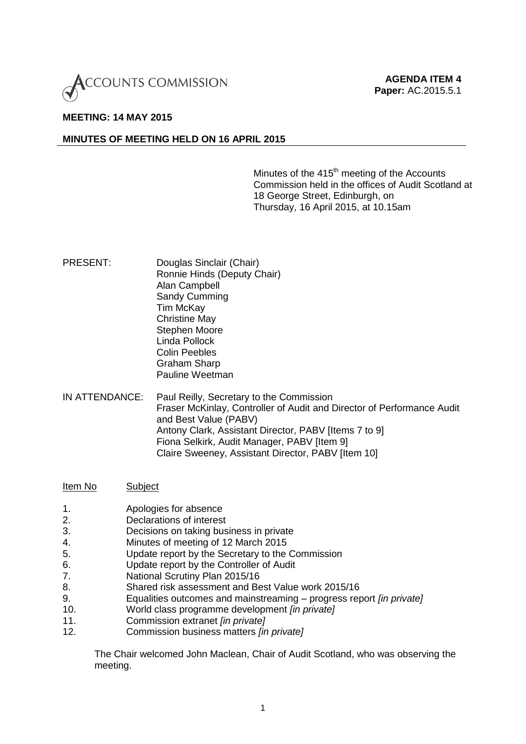ACCOUNTS COMMISSION

**AGENDA ITEM 4**
**Paper:** AC.2015.5.1

**MEETING: 14 MAY 2015**

**MINUTES OF MEETING HELD ON 16 APRIL 2015**

Minutes of the 415th meeting of the Accounts Commission held in the offices of Audit Scotland at 18 George Street, Edinburgh, on Thursday, 16 April 2015, at 10.15am

PRESENT:
Douglas Sinclair (Chair)
Ronnie Hinds (Deputy Chair)
Alan Campbell
Sandy Cumming
Tim McKay
Christine May
Stephen Moore
Linda Pollock
Colin Peebles
Graham Sharp
Pauline Weetman

IN ATTENDANCE:
Paul Reilly, Secretary to the Commission
Fraser McKinlay, Controller of Audit and Director of Performance Audit and Best Value (PABV)
Antony Clark, Assistant Director, PABV [Items 7 to 9]
Fiona Selkirk, Audit Manager, PABV [Item 9]
Claire Sweeney, Assistant Director, PABV [Item 10]

| Item No | Subject |
| --- | --- |
| 1. | Apologies for absence |
| 2. | Declarations of interest |
| 3. | Decisions on taking business in private |
| 4. | Minutes of meeting of 12 March 2015 |
| 5. | Update report by the Secretary to the Commission |
| 6. | Update report by the Controller of Audit |
| 7. | National Scrutiny Plan 2015/16 |
| 8. | Shared risk assessment and Best Value work 2015/16 |
| 9. | Equalities outcomes and mainstreaming – progress report *[in private]* |
| 10. | World class programme development *[in private]* |
| 11. | Commission extranet *[in private]* |
| 12. | Commission business matters *[in private]* |

The Chair welcomed John Maclean, Chair of Audit Scotland, who was observing the meeting.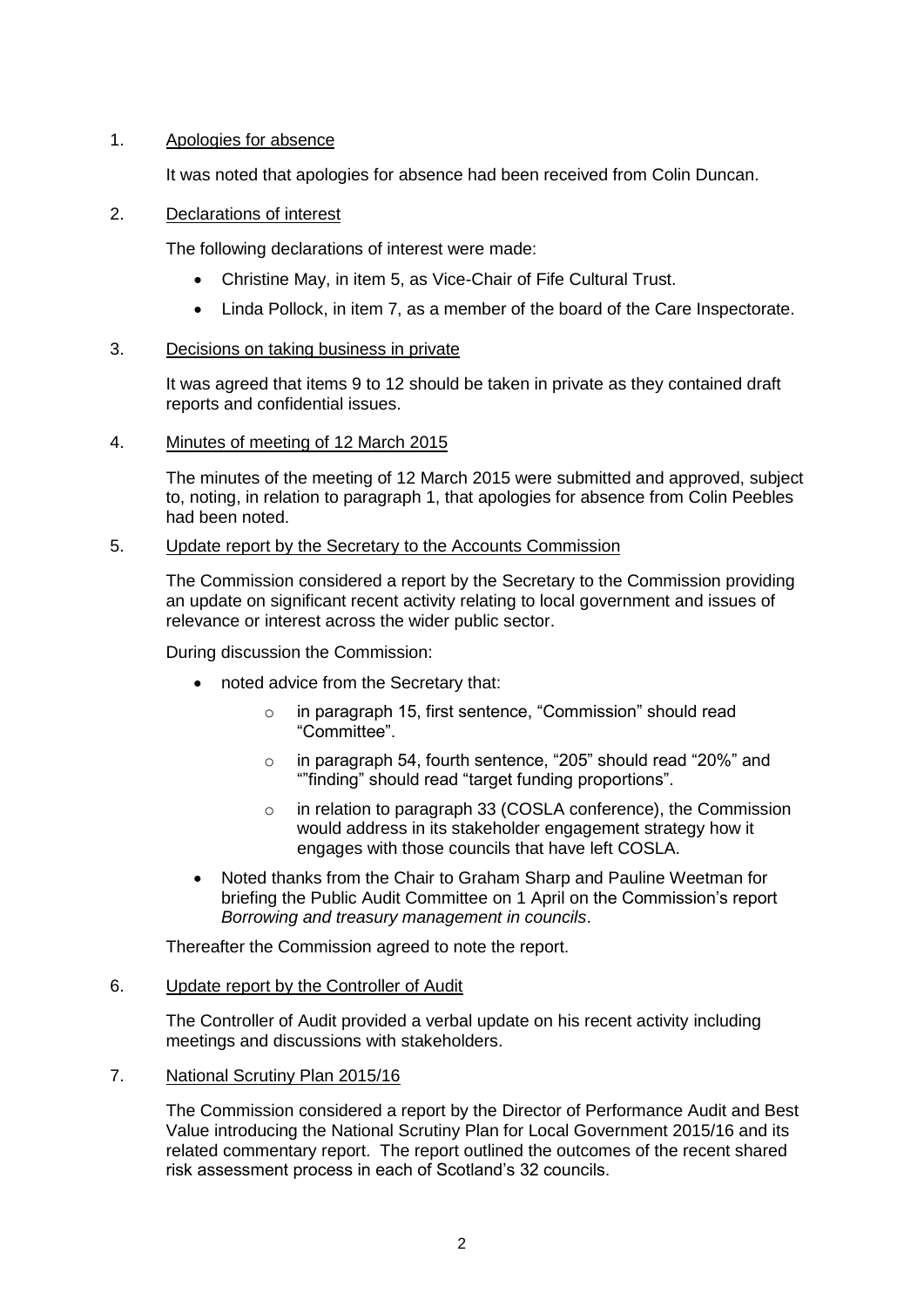1. Apologies for absence

   It was noted that apologies for absence had been received from Colin Duncan.

2. Declarations of interest

   The following declarations of interest were made:

   - Christine May, in item 5, as Vice-Chair of Fife Cultural Trust.
   - Linda Pollock, in item 7, as a member of the board of the Care Inspectorate.

3. Decisions on taking business in private

   It was agreed that items 9 to 12 should be taken in private as they contained draft reports and confidential issues.

4. Minutes of meeting of 12 March 2015

   The minutes of the meeting of 12 March 2015 were submitted and approved, subject to, noting, in relation to paragraph 1, that apologies for absence from Colin Peebles had been noted.

5. Update report by the Secretary to the Accounts Commission

   The Commission considered a report by the Secretary to the Commission providing an update on significant recent activity relating to local government and issues of relevance or interest across the wider public sector.

   During discussion the Commission:

   - noted advice from the Secretary that:
     - in paragraph 15, first sentence, "Commission" should read "Committee".
     - in paragraph 54, fourth sentence, "205" should read "20%" and ""finding" should read "target funding proportions".
     - in relation to paragraph 33 (COSLA conference), the Commission would address in its stakeholder engagement strategy how it engages with those councils that have left COSLA.
   - Noted thanks from the Chair to Graham Sharp and Pauline Weetman for briefing the Public Audit Committee on 1 April on the Commission's report *Borrowing and treasury management in councils*.

   Thereafter the Commission agreed to note the report.

6. Update report by the Controller of Audit

   The Controller of Audit provided a verbal update on his recent activity including meetings and discussions with stakeholders.

7. National Scrutiny Plan 2015/16

   The Commission considered a report by the Director of Performance Audit and Best Value introducing the National Scrutiny Plan for Local Government 2015/16 and its related commentary report. The report outlined the outcomes of the recent shared risk assessment process in each of Scotland's 32 councils.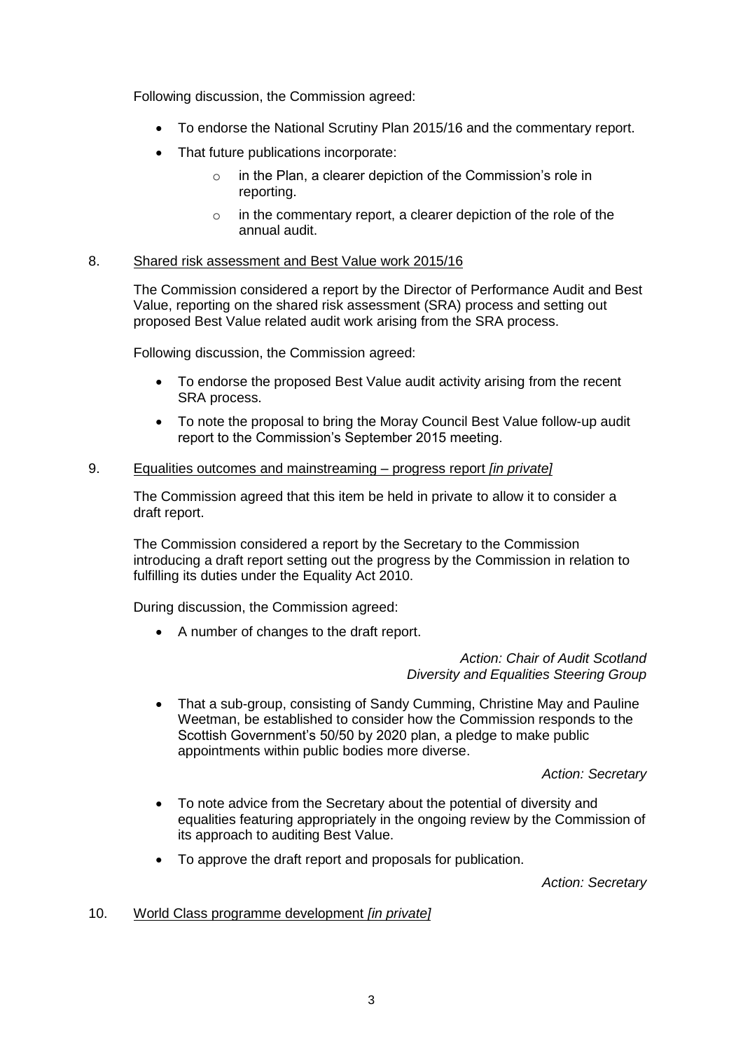Following discussion, the Commission agreed:

- To endorse the National Scrutiny Plan 2015/16 and the commentary report.
- That future publications incorporate:
  - in the Plan, a clearer depiction of the Commission's role in reporting.
  - in the commentary report, a clearer depiction of the role of the annual audit.

8. Shared risk assessment and Best Value work 2015/16

The Commission considered a report by the Director of Performance Audit and Best Value, reporting on the shared risk assessment (SRA) process and setting out proposed Best Value related audit work arising from the SRA process.

Following discussion, the Commission agreed:

- To endorse the proposed Best Value audit activity arising from the recent SRA process.
- To note the proposal to bring the Moray Council Best Value follow-up audit report to the Commission's September 2015 meeting.

9. Equalities outcomes and mainstreaming – progress report *[in private]*

The Commission agreed that this item be held in private to allow it to consider a draft report.

The Commission considered a report by the Secretary to the Commission introducing a draft report setting out the progress by the Commission in relation to fulfilling its duties under the Equality Act 2010.

During discussion, the Commission agreed:

- A number of changes to the draft report.

*Action: Chair of Audit Scotland Diversity and Equalities Steering Group*

- That a sub-group, consisting of Sandy Cumming, Christine May and Pauline Weetman, be established to consider how the Commission responds to the Scottish Government's 50/50 by 2020 plan, a pledge to make public appointments within public bodies more diverse.

*Action: Secretary*

- To note advice from the Secretary about the potential of diversity and equalities featuring appropriately in the ongoing review by the Commission of its approach to auditing Best Value.
- To approve the draft report and proposals for publication.

*Action: Secretary*

10. World Class programme development *[in private]*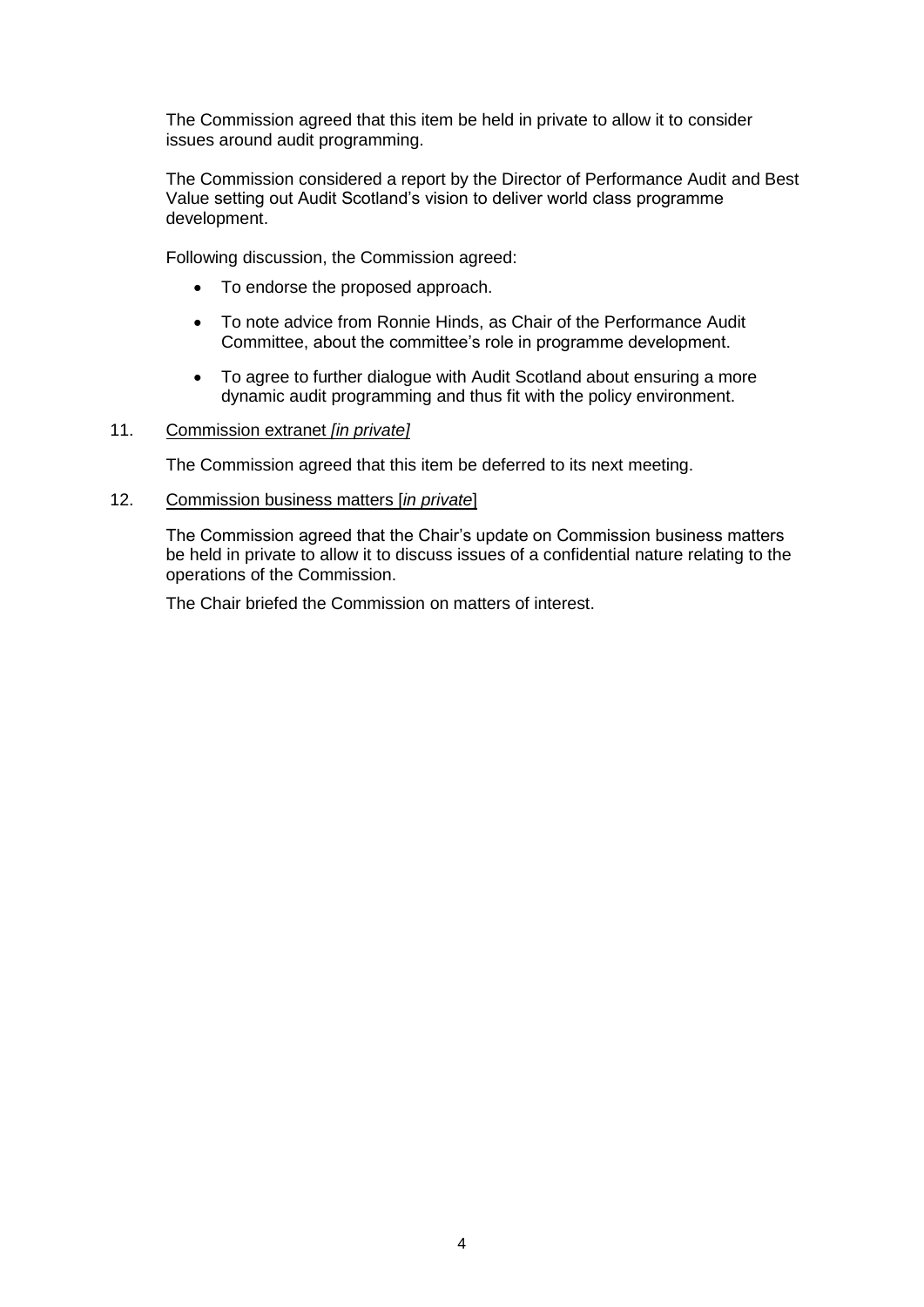The Commission agreed that this item be held in private to allow it to consider issues around audit programming.

The Commission considered a report by the Director of Performance Audit and Best Value setting out Audit Scotland's vision to deliver world class programme development.

Following discussion, the Commission agreed:

- To endorse the proposed approach.
- To note advice from Ronnie Hinds, as Chair of the Performance Audit Committee, about the committee's role in programme development.
- To agree to further dialogue with Audit Scotland about ensuring a more dynamic audit programming and thus fit with the policy environment.

11. <u>Commission extranet *[in private]*</u>

The Commission agreed that this item be deferred to its next meeting.

12. <u>Commission business matters [*in private*]</u>

The Commission agreed that the Chair's update on Commission business matters be held in private to allow it to discuss issues of a confidential nature relating to the operations of the Commission.

The Chair briefed the Commission on matters of interest.